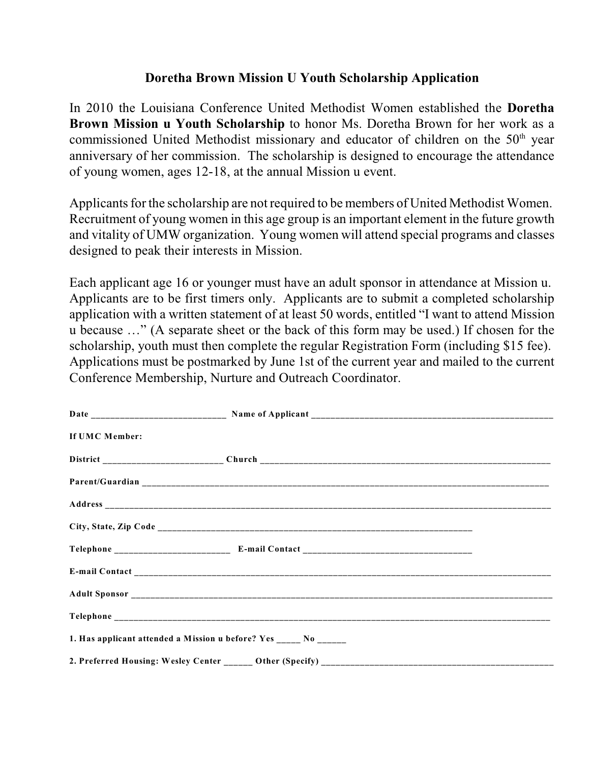# Doretha Brown Mission U Youth Scholarship Application

In 2010 the Louisiana Conference United Methodist Women established the **Doretha Brown Mission u Youth Scholarship** to honor Ms. Doretha Brown for her work as a commissioned United Methodist missionary and educator of children on the 50th year anniversary of her commission. The scholarship is designed to encourage the attendance of young women, ages 12-18, at the annual Mission u event.

Applicants for the scholarship are not required to be members of United Methodist Women. Recruitment of young women in this age group is an important element in the future growth and vitality of UMW organization. Young women will attend special programs and classes designed to peak their interests in Mission.

Each applicant age 16 or younger must have an adult sponsor in attendance at Mission u. Applicants are to be first timers only. Applicants are to submit a completed scholarship application with a written statement of at least 50 words, entitled "I want to attend Mission u because …" (A separate sheet or the back of this form may be used.) If chosen for the scholarship, youth must then complete the regular Registration Form (including $15 fee). Applications must be postmarked by June 1st of the current year and mailed to the current Conference Membership, Nurture and Outreach Coordinator.

**Date** ____________________________ **Name of Applicant** ____________________________________________________

**If UMC Member:**

**District** _________________________ **Church** ______________________________________________________________

**Parent/Guardian** ___________________________________________________________________________________________

**Address** __________________________________________________________________________________________________

**City, State, Zip Code** _______________________________________________________________

**Telephone** ________________________ **E-mail Contact** ___________________________________

**E-mail Contact** ____________________________________________________________________________________________

**Adult Sponsor** _____________________________________________________________________________________________

**Telephone** _________________________________________________________________________________________________

**1. Has applicant attended a Mission u before? Yes _____ No ______**

**2. Preferred Housing: Wesley Center ______ Other (Specify)** __________________________________________________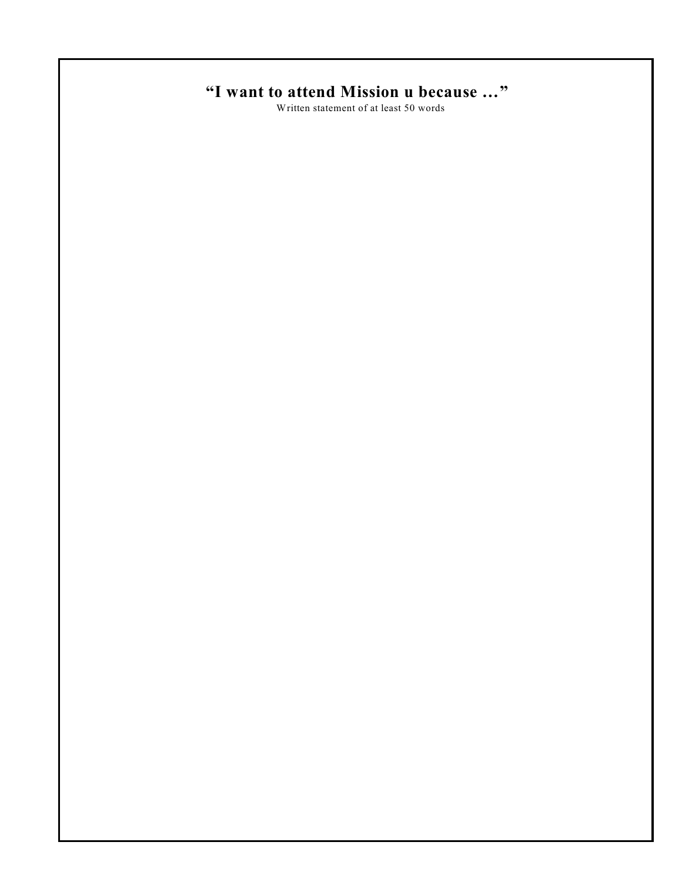## “I want to attend Mission u because …”

Written statement of at least 50 words